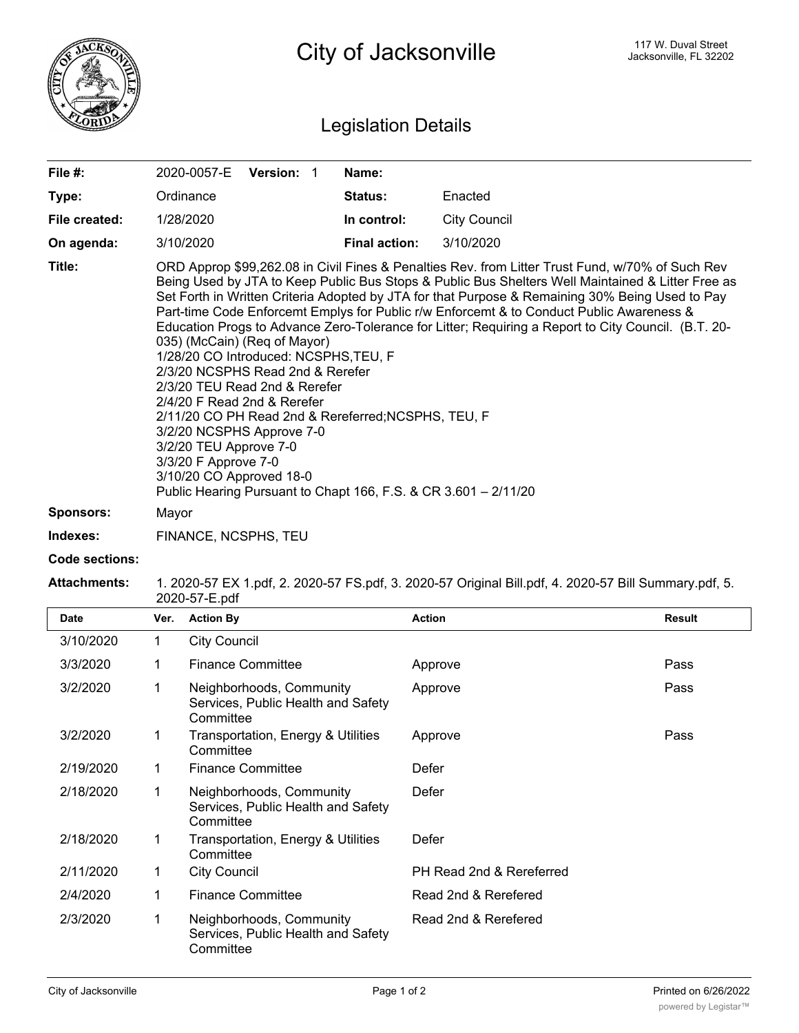# City of Jacksonville

117 W. Duval Street
Jacksonville, FL 32202

## Legislation Details

| | | | |
|---|---|---|---|
| **File #:** | 2020-0057-E **Version:** 1 | **Name:** | |
| **Type:** | Ordinance | **Status:** | Enacted |
| **File created:** | 1/28/2020 | **In control:** | City Council |
| **On agenda:** | 3/10/2020 | **Final action:** | 3/10/2020 |

**Title:** ORD Approp $99,262.08 in Civil Fines & Penalties Rev. from Litter Trust Fund, w/70% of Such Rev Being Used by JTA to Keep Public Bus Stops & Public Bus Shelters Well Maintained & Litter Free as Set Forth in Written Criteria Adopted by JTA for that Purpose & Remaining 30% Being Used to Pay Part-time Code Enforcemt Emplys for Public r/w Enforcemt & to Conduct Public Awareness & Education Progs to Advance Zero-Tolerance for Litter; Requiring a Report to City Council. (B.T. 20-035) (McCain) (Req of Mayor)
1/28/20 CO Introduced: NCSPHS,TEU, F
2/3/20 NCSPHS Read 2nd & Rerefer
2/3/20 TEU Read 2nd & Rerefer
2/4/20 F Read 2nd & Rerefer
2/11/20 CO PH Read 2nd & Rereferred;NCSPHS, TEU, F
3/2/20 NCSPHS Approve 7-0
3/2/20 TEU Approve 7-0
3/3/20 F Approve 7-0
3/10/20 CO Approved 18-0
Public Hearing Pursuant to Chapt 166, F.S. & CR 3.601 – 2/11/20

**Sponsors:** Mayor

**Indexes:** FINANCE, NCSPHS, TEU

**Code sections:**

**Attachments:** 1. 2020-57 EX 1.pdf, 2. 2020-57 FS.pdf, 3. 2020-57 Original Bill.pdf, 4. 2020-57 Bill Summary.pdf, 5. 2020-57-E.pdf

| Date | Ver. | Action By | Action | Result |
|---|---|---|---|---|
| 3/10/2020 | 1 | City Council | | |
| 3/3/2020 | 1 | Finance Committee | Approve | Pass |
| 3/2/2020 | 1 | Neighborhoods, Community Services, Public Health and Safety Committee | Approve | Pass |
| 3/2/2020 | 1 | Transportation, Energy & Utilities Committee | Approve | Pass |
| 2/19/2020 | 1 | Finance Committee | Defer | |
| 2/18/2020 | 1 | Neighborhoods, Community Services, Public Health and Safety Committee | Defer | |
| 2/18/2020 | 1 | Transportation, Energy & Utilities Committee | Defer | |
| 2/11/2020 | 1 | City Council | PH Read 2nd & Rereferred | |
| 2/4/2020 | 1 | Finance Committee | Read 2nd & Rerefered | |
| 2/3/2020 | 1 | Neighborhoods, Community Services, Public Health and Safety Committee | Read 2nd & Rerefered | |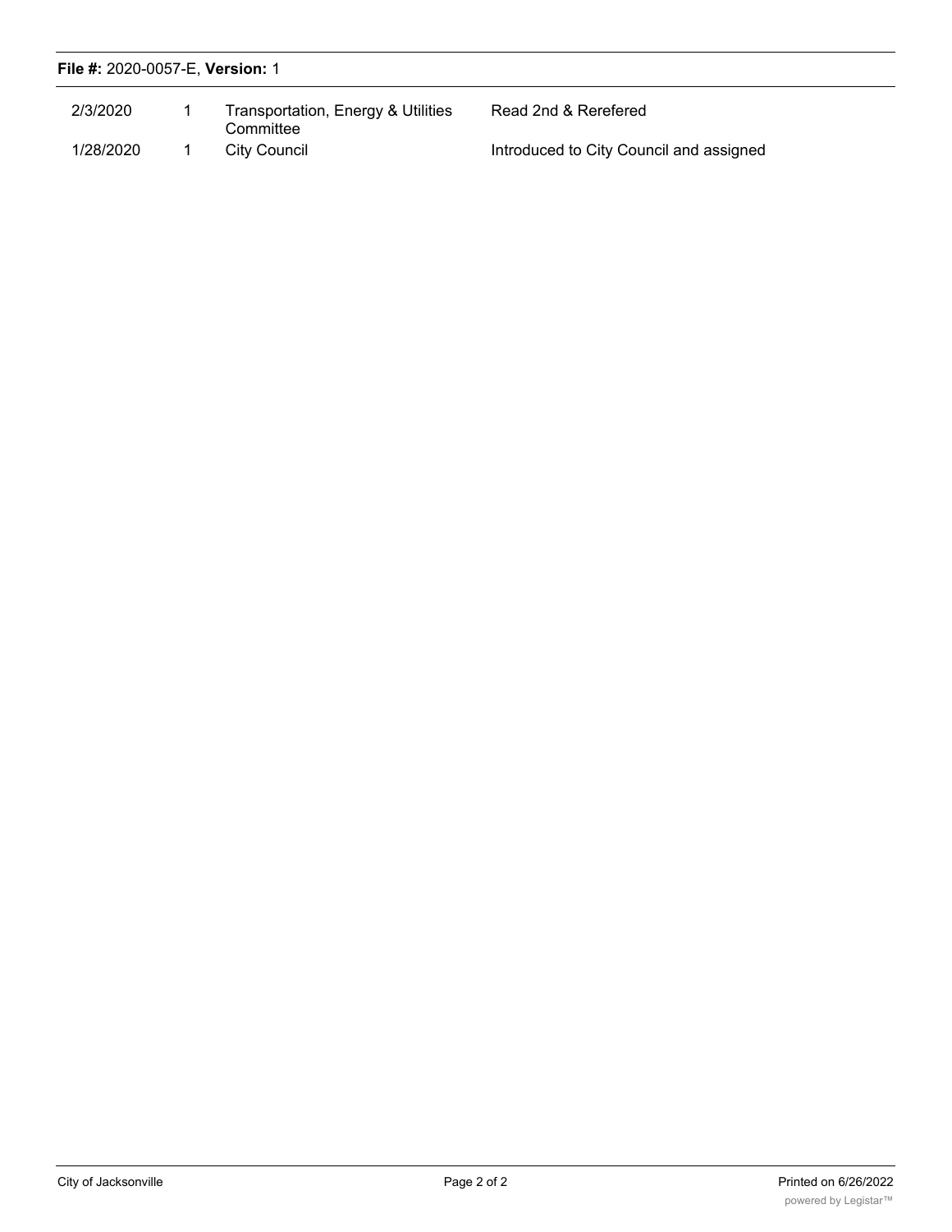**File #:** 2020-0057-E, **Version:** 1

| | | | |
|---|---|---|---|
| 2/3/2020 | 1 | Transportation, Energy & Utilities Committee | Read 2nd & Rerefered |
| 1/28/2020 | 1 | City Council | Introduced to City Council and assigned |